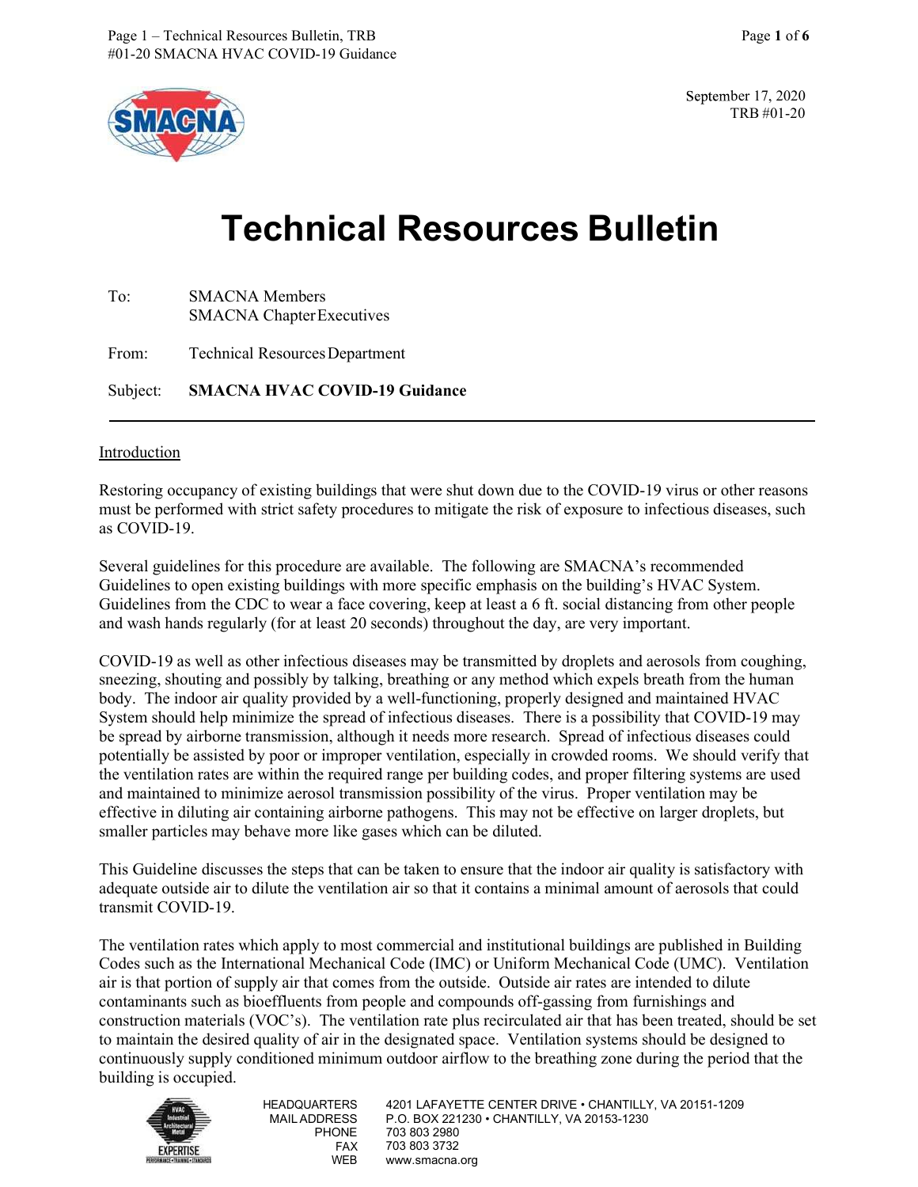September 17, 2020
TRB #01-20

# Technical Resources Bulletin

To: SMACNA Members
SMACNA Chapter Executives

From: Technical Resources Department

Subject: **SMACNA HVAC COVID-19 Guidance**

---

## Introduction

Restoring occupancy of existing buildings that were shut down due to the COVID-19 virus or other reasons must be performed with strict safety procedures to mitigate the risk of exposure to infectious diseases, such as COVID-19.

Several guidelines for this procedure are available. The following are SMACNA's recommended Guidelines to open existing buildings with more specific emphasis on the building's HVAC System. Guidelines from the CDC to wear a face covering, keep at least a 6 ft. social distancing from other people and wash hands regularly (for at least 20 seconds) throughout the day, are very important.

COVID-19 as well as other infectious diseases may be transmitted by droplets and aerosols from coughing, sneezing, shouting and possibly by talking, breathing or any method which expels breath from the human body. The indoor air quality provided by a well-functioning, properly designed and maintained HVAC System should help minimize the spread of infectious diseases. There is a possibility that COVID-19 may be spread by airborne transmission, although it needs more research. Spread of infectious diseases could potentially be assisted by poor or improper ventilation, especially in crowded rooms. We should verify that the ventilation rates are within the required range per building codes, and proper filtering systems are used and maintained to minimize aerosol transmission possibility of the virus. Proper ventilation may be effective in diluting air containing airborne pathogens. This may not be effective on larger droplets, but smaller particles may behave more like gases which can be diluted.

This Guideline discusses the steps that can be taken to ensure that the indoor air quality is satisfactory with adequate outside air to dilute the ventilation air so that it contains a minimal amount of aerosols that could transmit COVID-19.

The ventilation rates which apply to most commercial and institutional buildings are published in Building Codes such as the International Mechanical Code (IMC) or Uniform Mechanical Code (UMC). Ventilation air is that portion of supply air that comes from the outside. Outside air rates are intended to dilute contaminants such as bioeffluents from people and compounds off-gassing from furnishings and construction materials (VOC's). The ventilation rate plus recirculated air that has been treated, should be set to maintain the desired quality of air in the designated space. Ventilation systems should be designed to continuously supply conditioned minimum outdoor airflow to the breathing zone during the period that the building is occupied.

HEADQUARTERS 4201 LAFAYETTE CENTER DRIVE • CHANTILLY, VA 20151-1209
MAIL ADDRESS P.O. BOX 221230 • CHANTILLY, VA 20153-1230
PHONE 703 803 2980
FAX 703 803 3732
WEB www.smacna.org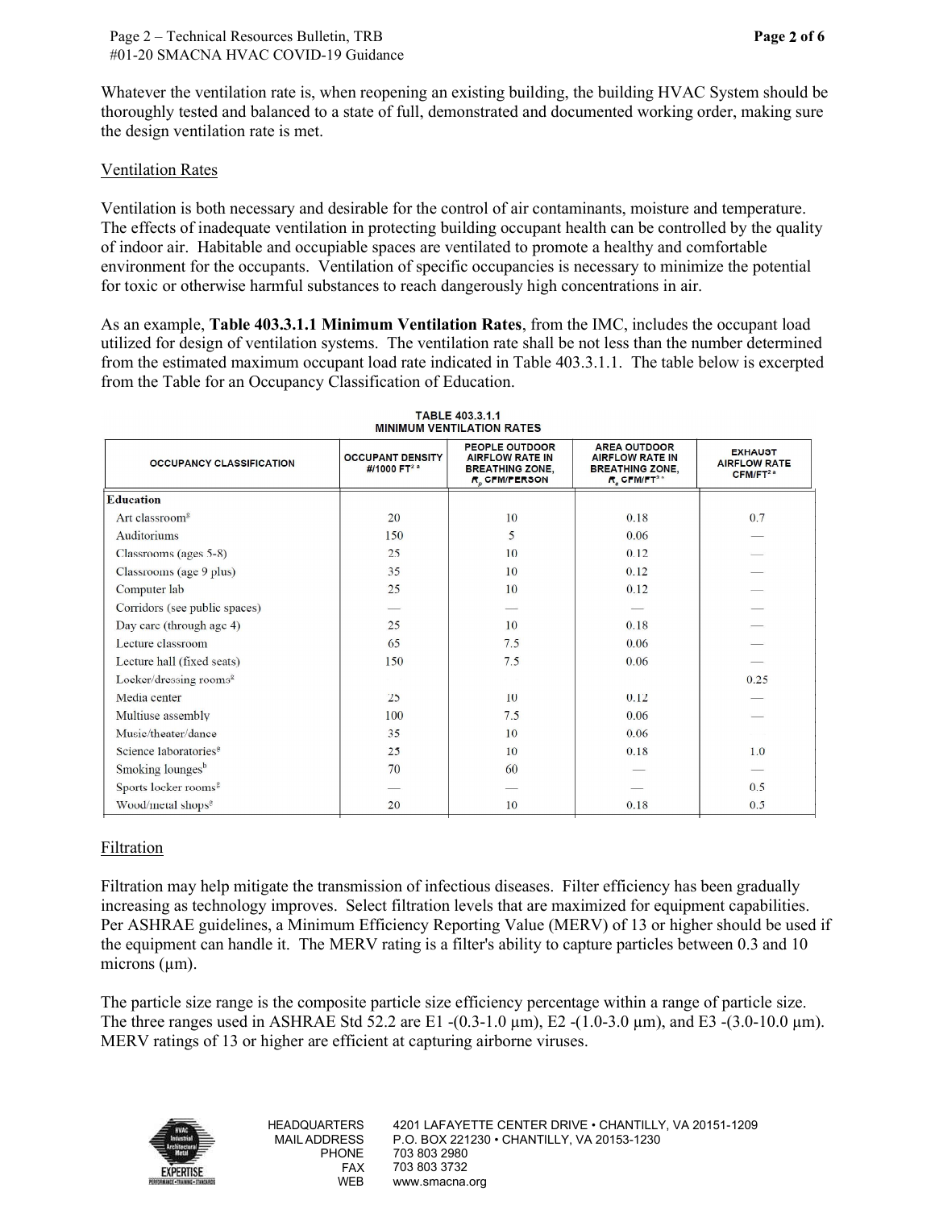Whatever the ventilation rate is, when reopening an existing building, the building HVAC System should be thoroughly tested and balanced to a state of full, demonstrated and documented working order, making sure the design ventilation rate is met.

## Ventilation Rates

Ventilation is both necessary and desirable for the control of air contaminants, moisture and temperature. The effects of inadequate ventilation in protecting building occupant health can be controlled by the quality of indoor air. Habitable and occupiable spaces are ventilated to promote a healthy and comfortable environment for the occupants. Ventilation of specific occupancies is necessary to minimize the potential for toxic or otherwise harmful substances to reach dangerously high concentrations in air.

As an example, **Table 403.3.1.1 Minimum Ventilation Rates**, from the IMC, includes the occupant load utilized for design of ventilation systems. The ventilation rate shall be not less than the number determined from the estimated maximum occupant load rate indicated in Table 403.3.1.1. The table below is excerpted from the Table for an Occupancy Classification of Education.

**TABLE 403.3.1.1**
**MINIMUM VENTILATION RATES**

| OCCUPANCY CLASSIFICATION | OCCUPANT DENSITY #/1000 FT[2 a] | PEOPLE OUTDOOR AIRFLOW RATE IN BREATHING ZONE, $R_p$ CFM/PERSON | AREA OUTDOOR AIRFLOW RATE IN BREATHING ZONE, $R_a$ CFM/FT[2 a] | EXHAUST AIRFLOW RATE CFM/FT[2 a] |
|---|---|---|---|---|
| **Education** | | | | |
| Art classroom[g] | 20 | 10 | 0.18 | 0.7 |
| Auditoriums | 150 | 5 | 0.06 | — |
| Classrooms (ages 5-8) | 25 | 10 | 0.12 | — |
| Classrooms (age 9 plus) | 35 | 10 | 0.12 | — |
| Computer lab | 25 | 10 | 0.12 | — |
| Corridors (see public spaces) | — | — | — | — |
| Day care (through age 4) | 25 | 10 | 0.18 | — |
| Lecture classroom | 65 | 7.5 | 0.06 | — |
| Lecture hall (fixed seats) | 150 | 7.5 | 0.06 | — |
| Locker/dressing rooms[g] | | | | 0.25 |
| Media center | 25 | 10 | 0.12 | — |
| Multiuse assembly | 100 | 7.5 | 0.06 | — |
| Music/theater/dance | 35 | 10 | 0.06 | |
| Science laboratories[g] | 25 | 10 | 0.18 | 1.0 |
| Smoking lounges[b] | 70 | 60 | — | — |
| Sports locker rooms[g] | — | — | — | 0.5 |
| Wood/metal shops[g] | 20 | 10 | 0.18 | 0.5 |

## Filtration

Filtration may help mitigate the transmission of infectious diseases. Filter efficiency has been gradually increasing as technology improves. Select filtration levels that are maximized for equipment capabilities. Per ASHRAE guidelines, a Minimum Efficiency Reporting Value (MERV) of 13 or higher should be used if the equipment can handle it. The MERV rating is a filter's ability to capture particles between 0.3 and 10 microns (µm).

The particle size range is the composite particle size efficiency percentage within a range of particle size. The three ranges used in ASHRAE Std 52.2 are E1 -(0.3-1.0 µm), E2 -(1.0-3.0 µm), and E3 -(3.0-10.0 µm). MERV ratings of 13 or higher are efficient at capturing airborne viruses.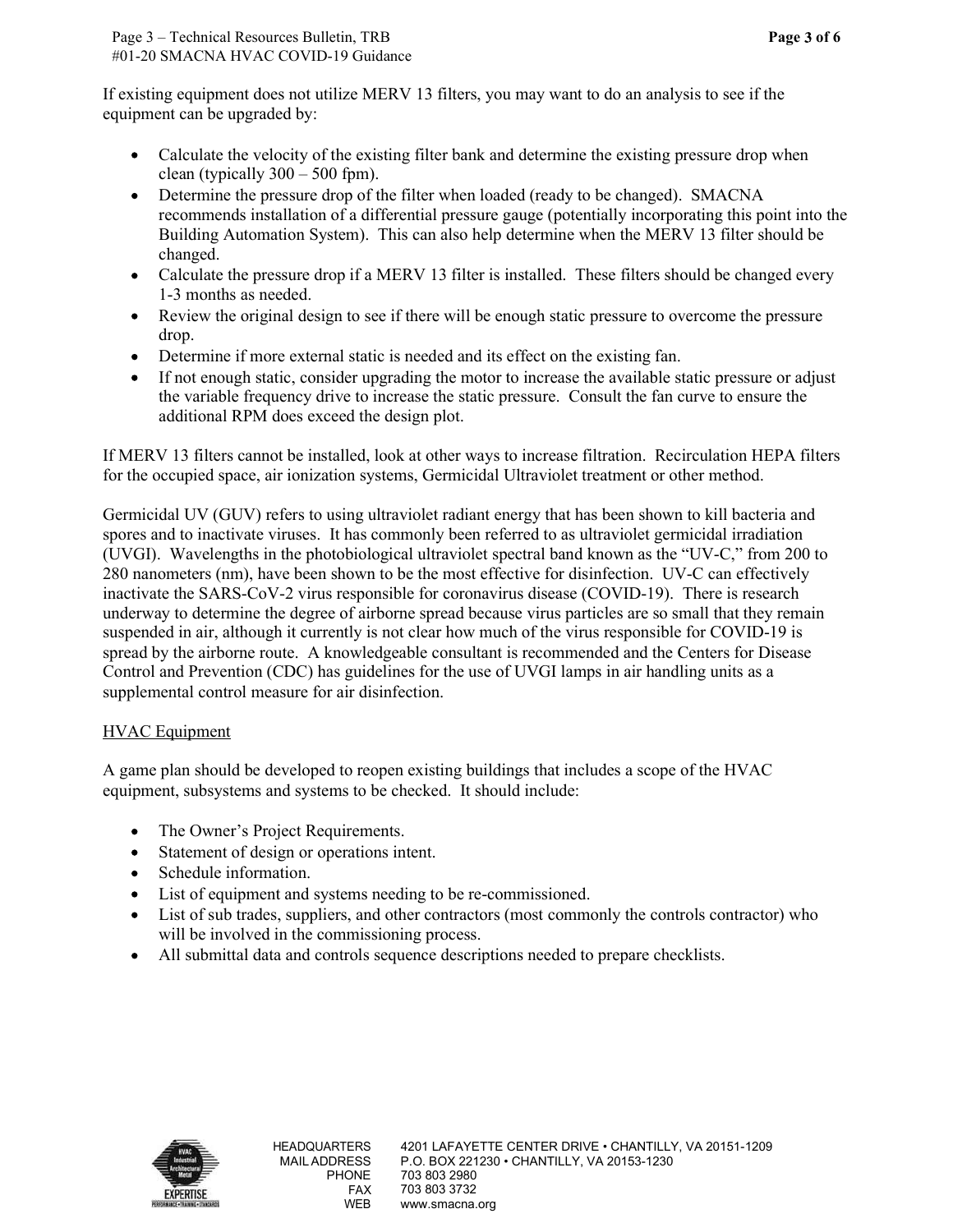If existing equipment does not utilize MERV 13 filters, you may want to do an analysis to see if the equipment can be upgraded by:

- Calculate the velocity of the existing filter bank and determine the existing pressure drop when clean (typically 300 – 500 fpm).
- Determine the pressure drop of the filter when loaded (ready to be changed). SMACNA recommends installation of a differential pressure gauge (potentially incorporating this point into the Building Automation System). This can also help determine when the MERV 13 filter should be changed.
- Calculate the pressure drop if a MERV 13 filter is installed. These filters should be changed every 1-3 months as needed.
- Review the original design to see if there will be enough static pressure to overcome the pressure drop.
- Determine if more external static is needed and its effect on the existing fan.
- If not enough static, consider upgrading the motor to increase the available static pressure or adjust the variable frequency drive to increase the static pressure. Consult the fan curve to ensure the additional RPM does exceed the design plot.

If MERV 13 filters cannot be installed, look at other ways to increase filtration. Recirculation HEPA filters for the occupied space, air ionization systems, Germicidal Ultraviolet treatment or other method.

Germicidal UV (GUV) refers to using ultraviolet radiant energy that has been shown to kill bacteria and spores and to inactivate viruses. It has commonly been referred to as ultraviolet germicidal irradiation (UVGI). Wavelengths in the photobiological ultraviolet spectral band known as the "UV-C," from 200 to 280 nanometers (nm), have been shown to be the most effective for disinfection. UV-C can effectively inactivate the SARS-CoV-2 virus responsible for coronavirus disease (COVID-19). There is research underway to determine the degree of airborne spread because virus particles are so small that they remain suspended in air, although it currently is not clear how much of the virus responsible for COVID-19 is spread by the airborne route. A knowledgeable consultant is recommended and the Centers for Disease Control and Prevention (CDC) has guidelines for the use of UVGI lamps in air handling units as a supplemental control measure for air disinfection.

## HVAC Equipment

A game plan should be developed to reopen existing buildings that includes a scope of the HVAC equipment, subsystems and systems to be checked. It should include:

- The Owner's Project Requirements.
- Statement of design or operations intent.
- Schedule information.
- List of equipment and systems needing to be re-commissioned.
- List of sub trades, suppliers, and other contractors (most commonly the controls contractor) who will be involved in the commissioning process.
- All submittal data and controls sequence descriptions needed to prepare checklists.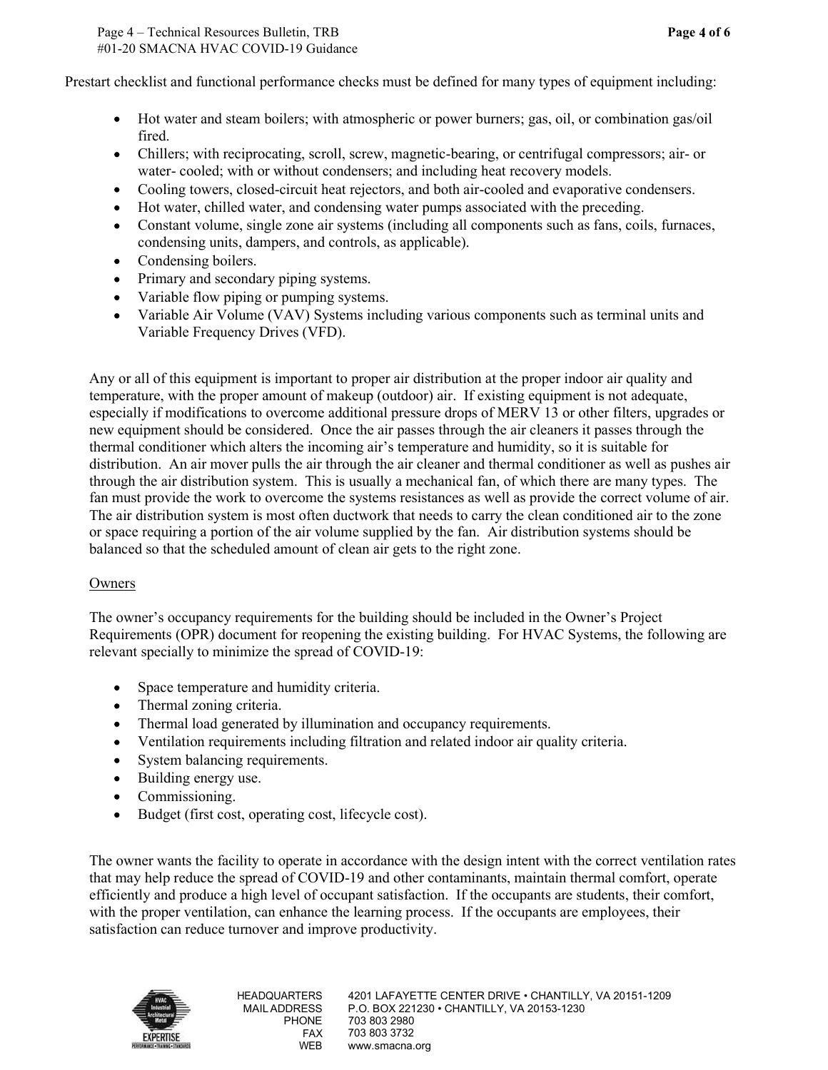Prestart checklist and functional performance checks must be defined for many types of equipment including:

- Hot water and steam boilers; with atmospheric or power burners; gas, oil, or combination gas/oil fired.
- Chillers; with reciprocating, scroll, screw, magnetic-bearing, or centrifugal compressors; air- or water- cooled; with or without condensers; and including heat recovery models.
- Cooling towers, closed-circuit heat rejectors, and both air-cooled and evaporative condensers.
- Hot water, chilled water, and condensing water pumps associated with the preceding.
- Constant volume, single zone air systems (including all components such as fans, coils, furnaces, condensing units, dampers, and controls, as applicable).
- Condensing boilers.
- Primary and secondary piping systems.
- Variable flow piping or pumping systems.
- Variable Air Volume (VAV) Systems including various components such as terminal units and Variable Frequency Drives (VFD).

Any or all of this equipment is important to proper air distribution at the proper indoor air quality and temperature, with the proper amount of makeup (outdoor) air. If existing equipment is not adequate, especially if modifications to overcome additional pressure drops of MERV 13 or other filters, upgrades or new equipment should be considered. Once the air passes through the air cleaners it passes through the thermal conditioner which alters the incoming air's temperature and humidity, so it is suitable for distribution. An air mover pulls the air through the air cleaner and thermal conditioner as well as pushes air through the air distribution system. This is usually a mechanical fan, of which there are many types. The fan must provide the work to overcome the systems resistances as well as provide the correct volume of air. The air distribution system is most often ductwork that needs to carry the clean conditioned air to the zone or space requiring a portion of the air volume supplied by the fan. Air distribution systems should be balanced so that the scheduled amount of clean air gets to the right zone.

## Owners

The owner's occupancy requirements for the building should be included in the Owner's Project Requirements (OPR) document for reopening the existing building. For HVAC Systems, the following are relevant specially to minimize the spread of COVID-19:

- Space temperature and humidity criteria.
- Thermal zoning criteria.
- Thermal load generated by illumination and occupancy requirements.
- Ventilation requirements including filtration and related indoor air quality criteria.
- System balancing requirements.
- Building energy use.
- Commissioning.
- Budget (first cost, operating cost, lifecycle cost).

The owner wants the facility to operate in accordance with the design intent with the correct ventilation rates that may help reduce the spread of COVID-19 and other contaminants, maintain thermal comfort, operate efficiently and produce a high level of occupant satisfaction. If the occupants are students, their comfort, with the proper ventilation, can enhance the learning process. If the occupants are employees, their satisfaction can reduce turnover and improve productivity.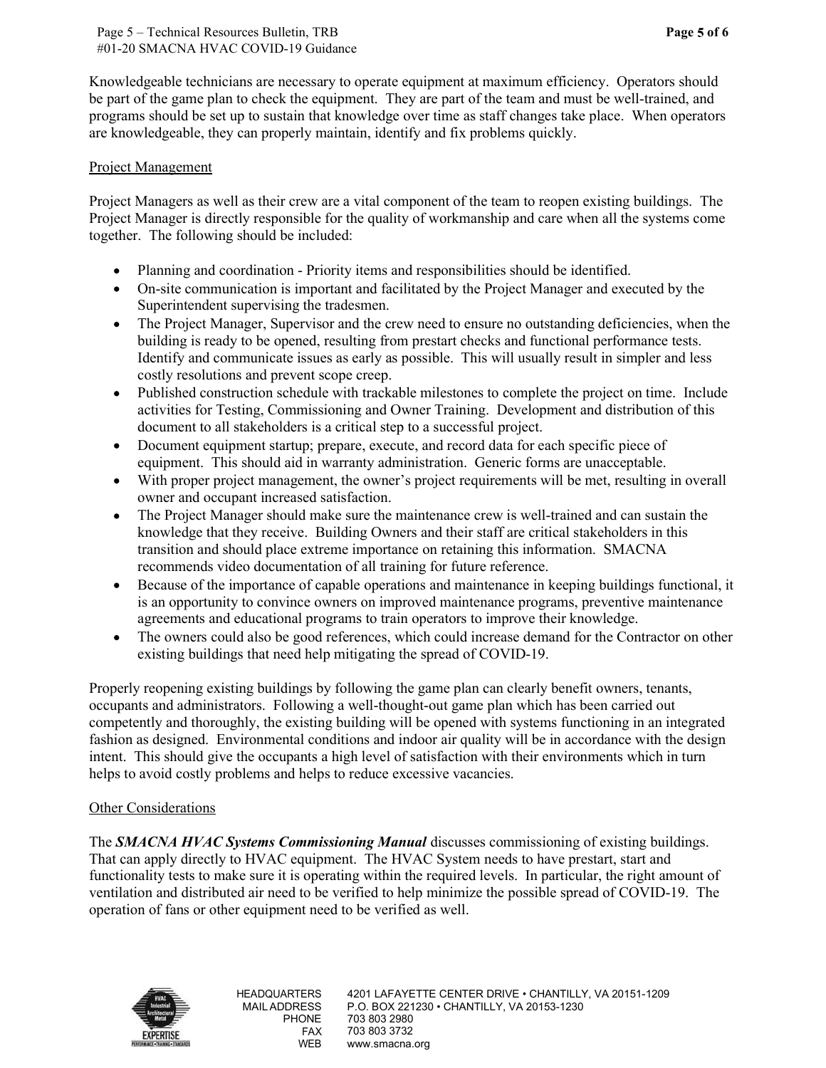Knowledgeable technicians are necessary to operate equipment at maximum efficiency. Operators should be part of the game plan to check the equipment. They are part of the team and must be well-trained, and programs should be set up to sustain that knowledge over time as staff changes take place. When operators are knowledgeable, they can properly maintain, identify and fix problems quickly.

## Project Management

Project Managers as well as their crew are a vital component of the team to reopen existing buildings. The Project Manager is directly responsible for the quality of workmanship and care when all the systems come together. The following should be included:

- Planning and coordination - Priority items and responsibilities should be identified.
- On-site communication is important and facilitated by the Project Manager and executed by the Superintendent supervising the tradesmen.
- The Project Manager, Supervisor and the crew need to ensure no outstanding deficiencies, when the building is ready to be opened, resulting from prestart checks and functional performance tests. Identify and communicate issues as early as possible. This will usually result in simpler and less costly resolutions and prevent scope creep.
- Published construction schedule with trackable milestones to complete the project on time. Include activities for Testing, Commissioning and Owner Training. Development and distribution of this document to all stakeholders is a critical step to a successful project.
- Document equipment startup; prepare, execute, and record data for each specific piece of equipment. This should aid in warranty administration. Generic forms are unacceptable.
- With proper project management, the owner's project requirements will be met, resulting in overall owner and occupant increased satisfaction.
- The Project Manager should make sure the maintenance crew is well-trained and can sustain the knowledge that they receive. Building Owners and their staff are critical stakeholders in this transition and should place extreme importance on retaining this information. SMACNA recommends video documentation of all training for future reference.
- Because of the importance of capable operations and maintenance in keeping buildings functional, it is an opportunity to convince owners on improved maintenance programs, preventive maintenance agreements and educational programs to train operators to improve their knowledge.
- The owners could also be good references, which could increase demand for the Contractor on other existing buildings that need help mitigating the spread of COVID-19.

Properly reopening existing buildings by following the game plan can clearly benefit owners, tenants, occupants and administrators. Following a well-thought-out game plan which has been carried out competently and thoroughly, the existing building will be opened with systems functioning in an integrated fashion as designed. Environmental conditions and indoor air quality will be in accordance with the design intent. This should give the occupants a high level of satisfaction with their environments which in turn helps to avoid costly problems and helps to reduce excessive vacancies.

## Other Considerations

The ***SMACNA HVAC Systems Commissioning Manual*** discusses commissioning of existing buildings. That can apply directly to HVAC equipment. The HVAC System needs to have prestart, start and functionality tests to make sure it is operating within the required levels. In particular, the right amount of ventilation and distributed air need to be verified to help minimize the possible spread of COVID-19. The operation of fans or other equipment need to be verified as well.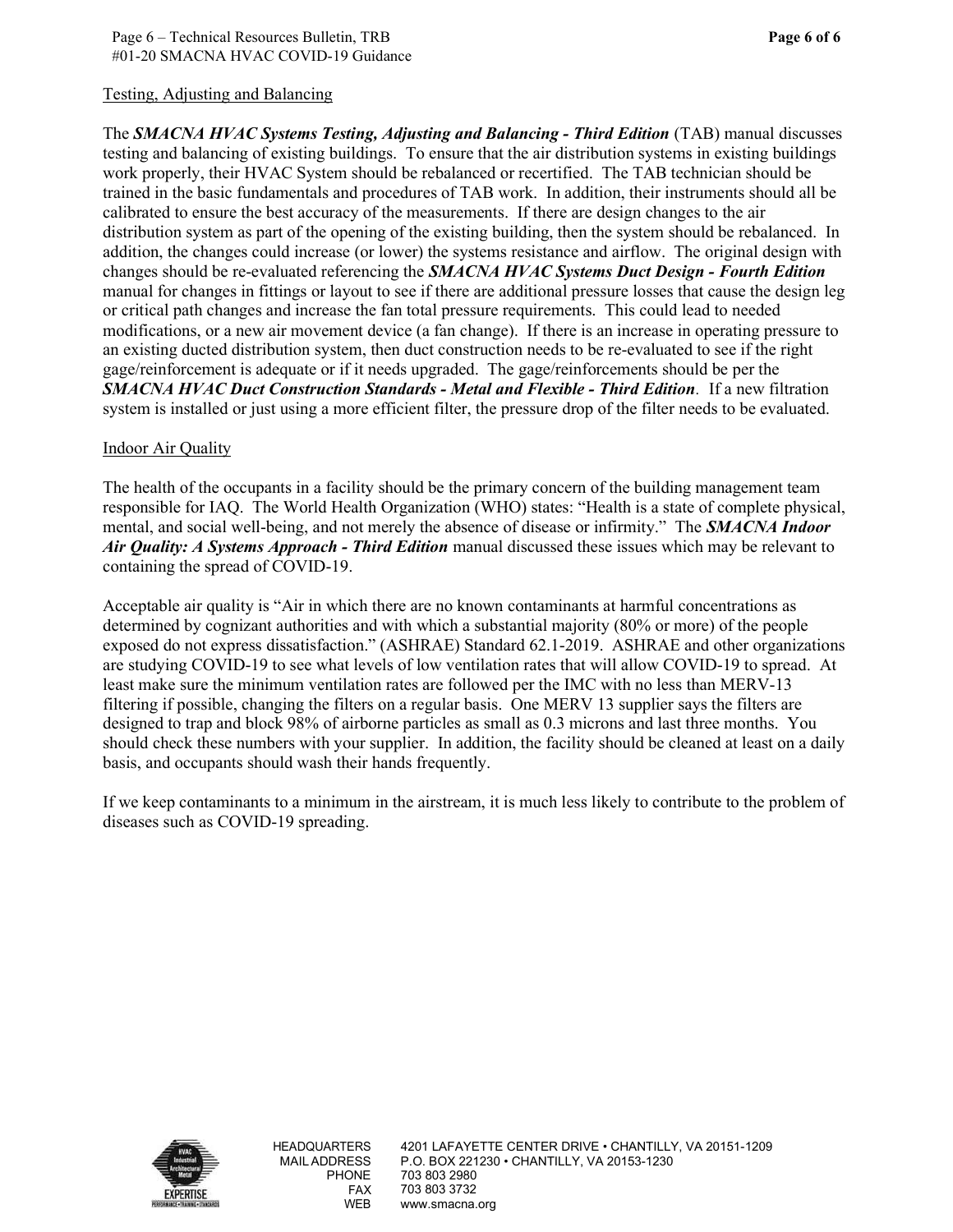## Testing, Adjusting and Balancing

The ***SMACNA HVAC Systems Testing, Adjusting and Balancing - Third Edition*** (TAB) manual discusses testing and balancing of existing buildings. To ensure that the air distribution systems in existing buildings work properly, their HVAC System should be rebalanced or recertified. The TAB technician should be trained in the basic fundamentals and procedures of TAB work. In addition, their instruments should all be calibrated to ensure the best accuracy of the measurements. If there are design changes to the air distribution system as part of the opening of the existing building, then the system should be rebalanced. In addition, the changes could increase (or lower) the systems resistance and airflow. The original design with changes should be re-evaluated referencing the ***SMACNA HVAC Systems Duct Design - Fourth Edition*** manual for changes in fittings or layout to see if there are additional pressure losses that cause the design leg or critical path changes and increase the fan total pressure requirements. This could lead to needed modifications, or a new air movement device (a fan change). If there is an increase in operating pressure to an existing ducted distribution system, then duct construction needs to be re-evaluated to see if the right gage/reinforcement is adequate or if it needs upgraded. The gage/reinforcements should be per the ***SMACNA HVAC Duct Construction Standards - Metal and Flexible - Third Edition***. If a new filtration system is installed or just using a more efficient filter, the pressure drop of the filter needs to be evaluated.

## Indoor Air Quality

The health of the occupants in a facility should be the primary concern of the building management team responsible for IAQ. The World Health Organization (WHO) states: "Health is a state of complete physical, mental, and social well-being, and not merely the absence of disease or infirmity." The ***SMACNA Indoor Air Quality: A Systems Approach - Third Edition*** manual discussed these issues which may be relevant to containing the spread of COVID-19.

Acceptable air quality is "Air in which there are no known contaminants at harmful concentrations as determined by cognizant authorities and with which a substantial majority (80% or more) of the people exposed do not express dissatisfaction." (ASHRAE) Standard 62.1-2019. ASHRAE and other organizations are studying COVID-19 to see what levels of low ventilation rates that will allow COVID-19 to spread. At least make sure the minimum ventilation rates are followed per the IMC with no less than MERV-13 filtering if possible, changing the filters on a regular basis. One MERV 13 supplier says the filters are designed to trap and block 98% of airborne particles as small as 0.3 microns and last three months. You should check these numbers with your supplier. In addition, the facility should be cleaned at least on a daily basis, and occupants should wash their hands frequently.

If we keep contaminants to a minimum in the airstream, it is much less likely to contribute to the problem of diseases such as COVID-19 spreading.

HEADQUARTERS 4201 LAFAYETTE CENTER DRIVE • CHANTILLY, VA 20151-1209
MAIL ADDRESS P.O. BOX 221230 • CHANTILLY, VA 20153-1230
PHONE 703 803 2980
FAX 703 803 3732
WEB www.smacna.org